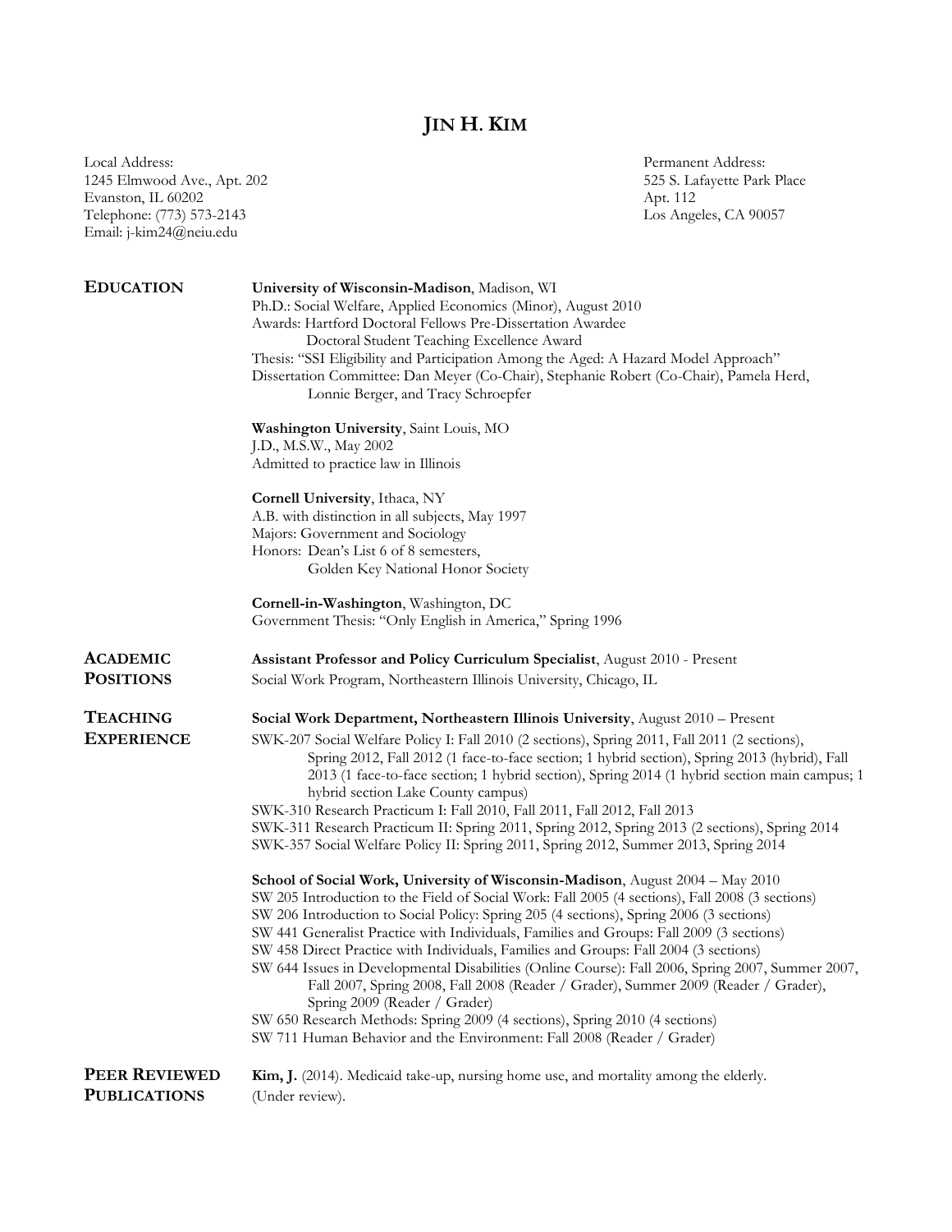# JIN H. KIM

Local Address:
1245 Elmwood Ave., Apt. 202
Evanston, IL 60202
Telephone: (773) 573-2143
Email: j-kim24@neiu.edu

Permanent Address:
525 S. Lafayette Park Place
Apt. 112
Los Angeles, CA 90057

## EDUCATION

**University of Wisconsin-Madison**, Madison, WI
Ph.D.: Social Welfare, Applied Economics (Minor), August 2010
Awards: Hartford Doctoral Fellows Pre-Dissertation Awardee
Doctoral Student Teaching Excellence Award
Thesis: "SSI Eligibility and Participation Among the Aged: A Hazard Model Approach"
Dissertation Committee: Dan Meyer (Co-Chair), Stephanie Robert (Co-Chair), Pamela Herd, Lonnie Berger, and Tracy Schroepfer

**Washington University**, Saint Louis, MO
J.D., M.S.W., May 2002
Admitted to practice law in Illinois

**Cornell University**, Ithaca, NY
A.B. with distinction in all subjects, May 1997
Majors: Government and Sociology
Honors: Dean's List 6 of 8 semesters,
Golden Key National Honor Society

**Cornell-in-Washington**, Washington, DC
Government Thesis: "Only English in America," Spring 1996

## ACADEMIC POSITIONS

**Assistant Professor and Policy Curriculum Specialist**, August 2010 - Present
Social Work Program, Northeastern Illinois University, Chicago, IL

## TEACHING EXPERIENCE

**Social Work Department, Northeastern Illinois University**, August 2010 – Present

SWK-207 Social Welfare Policy I: Fall 2010 (2 sections), Spring 2011, Fall 2011 (2 sections), Spring 2012, Fall 2012 (1 face-to-face section; 1 hybrid section), Spring 2013 (hybrid), Fall 2013 (1 face-to-face section; 1 hybrid section), Spring 2014 (1 hybrid section main campus; 1 hybrid section Lake County campus)
SWK-310 Research Practicum I: Fall 2010, Fall 2011, Fall 2012, Fall 2013
SWK-311 Research Practicum II: Spring 2011, Spring 2012, Spring 2013 (2 sections), Spring 2014
SWK-357 Social Welfare Policy II: Spring 2011, Spring 2012, Summer 2013, Spring 2014

**School of Social Work, University of Wisconsin-Madison**, August 2004 – May 2010

SW 205 Introduction to the Field of Social Work: Fall 2005 (4 sections), Fall 2008 (3 sections)
SW 206 Introduction to Social Policy: Spring 205 (4 sections), Spring 2006 (3 sections)
SW 441 Generalist Practice with Individuals, Families and Groups: Fall 2009 (3 sections)
SW 458 Direct Practice with Individuals, Families and Groups: Fall 2004 (3 sections)
SW 644 Issues in Developmental Disabilities (Online Course): Fall 2006, Spring 2007, Summer 2007, Fall 2007, Spring 2008, Fall 2008 (Reader / Grader), Summer 2009 (Reader / Grader), Spring 2009 (Reader / Grader)
SW 650 Research Methods: Spring 2009 (4 sections), Spring 2010 (4 sections)
SW 711 Human Behavior and the Environment: Fall 2008 (Reader / Grader)

## PEER REVIEWED PUBLICATIONS

**Kim, J.** (2014). Medicaid take-up, nursing home use, and mortality among the elderly. (Under review).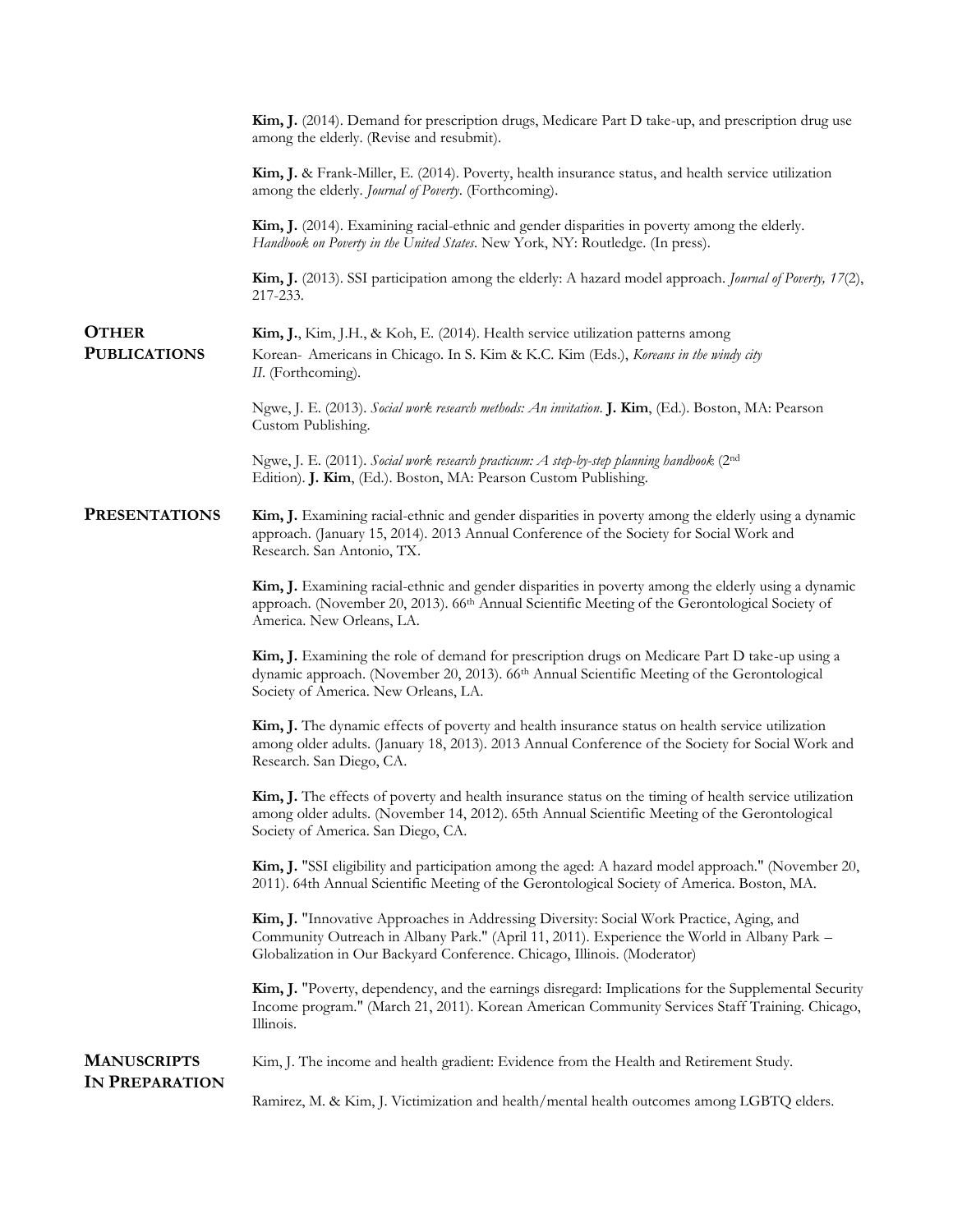**Kim, J.** (2014). Demand for prescription drugs, Medicare Part D take-up, and prescription drug use among the elderly. (Revise and resubmit).

**Kim, J.** & Frank-Miller, E. (2014). Poverty, health insurance status, and health service utilization among the elderly. *Journal of Poverty*. (Forthcoming).

**Kim, J.** (2014). Examining racial-ethnic and gender disparities in poverty among the elderly. *Handbook on Poverty in the United States*. New York, NY: Routledge. (In press).

**Kim, J.** (2013). SSI participation among the elderly: A hazard model approach. *Journal of Poverty, 17*(2), 217-233.

## Other Publications

**Kim, J.**, Kim, J.H., & Koh, E. (2014). Health service utilization patterns among Korean- Americans in Chicago. In S. Kim & K.C. Kim (Eds.), *Koreans in the windy city II*. (Forthcoming).

Ngwe, J. E. (2013). *Social work research methods: An invitation*. **J. Kim**, (Ed.). Boston, MA: Pearson Custom Publishing.

Ngwe, J. E. (2011). *Social work research practicum: A step-by-step planning handbook* (2nd Edition). **J. Kim**, (Ed.). Boston, MA: Pearson Custom Publishing.

## Presentations

**Kim, J.** Examining racial-ethnic and gender disparities in poverty among the elderly using a dynamic approach. (January 15, 2014). 2013 Annual Conference of the Society for Social Work and Research. San Antonio, TX.

**Kim, J.** Examining racial-ethnic and gender disparities in poverty among the elderly using a dynamic approach. (November 20, 2013). 66th Annual Scientific Meeting of the Gerontological Society of America. New Orleans, LA.

**Kim, J.** Examining the role of demand for prescription drugs on Medicare Part D take-up using a dynamic approach. (November 20, 2013). 66th Annual Scientific Meeting of the Gerontological Society of America. New Orleans, LA.

**Kim, J.** The dynamic effects of poverty and health insurance status on health service utilization among older adults. (January 18, 2013). 2013 Annual Conference of the Society for Social Work and Research. San Diego, CA.

**Kim, J.** The effects of poverty and health insurance status on the timing of health service utilization among older adults. (November 14, 2012). 65th Annual Scientific Meeting of the Gerontological Society of America. San Diego, CA.

**Kim, J.** "SSI eligibility and participation among the aged: A hazard model approach." (November 20, 2011). 64th Annual Scientific Meeting of the Gerontological Society of America. Boston, MA.

**Kim, J.** "Innovative Approaches in Addressing Diversity: Social Work Practice, Aging, and Community Outreach in Albany Park." (April 11, 2011). Experience the World in Albany Park – Globalization in Our Backyard Conference. Chicago, Illinois. (Moderator)

**Kim, J.** "Poverty, dependency, and the earnings disregard: Implications for the Supplemental Security Income program." (March 21, 2011). Korean American Community Services Staff Training. Chicago, Illinois.

## Manuscripts In Preparation

Kim, J. The income and health gradient: Evidence from the Health and Retirement Study.

Ramirez, M. & Kim, J. Victimization and health/mental health outcomes among LGBTQ elders.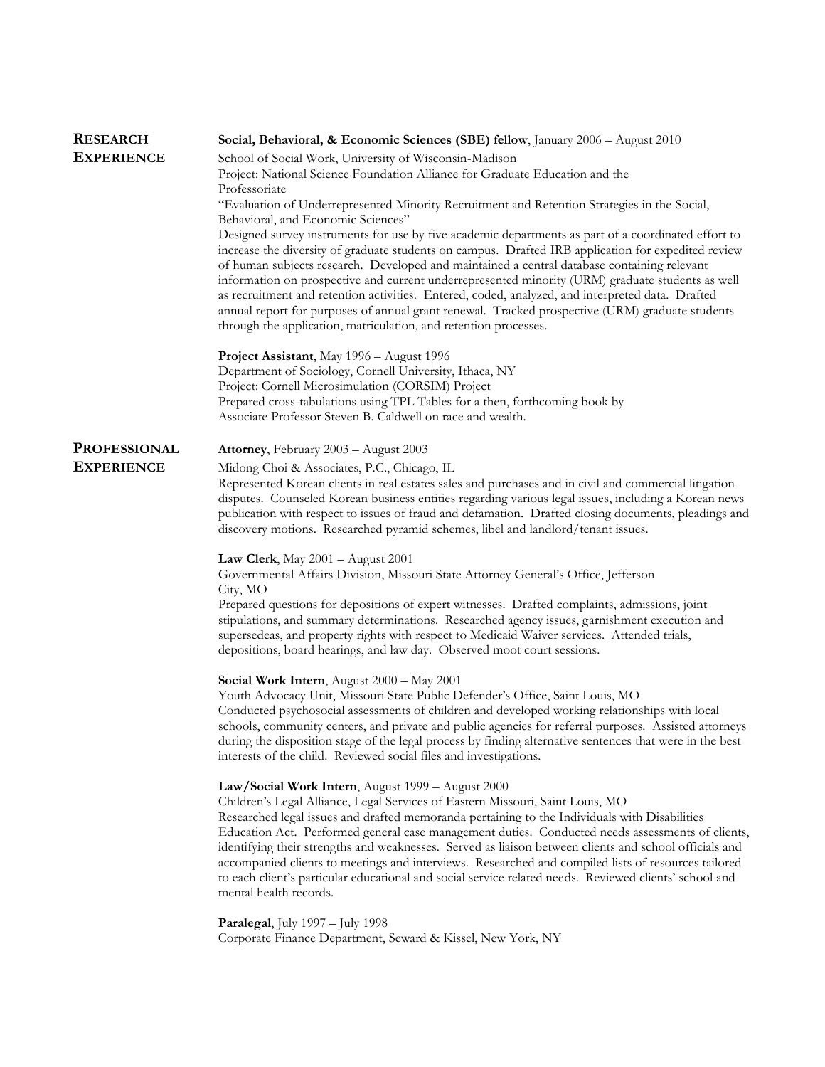## RESEARCH EXPERIENCE

**Social, Behavioral, & Economic Sciences (SBE) fellow**, January 2006 – August 2010
School of Social Work, University of Wisconsin-Madison
Project: National Science Foundation Alliance for Graduate Education and the Professoriate
"Evaluation of Underrepresented Minority Recruitment and Retention Strategies in the Social, Behavioral, and Economic Sciences"
Designed survey instruments for use by five academic departments as part of a coordinated effort to increase the diversity of graduate students on campus. Drafted IRB application for expedited review of human subjects research. Developed and maintained a central database containing relevant information on prospective and current underrepresented minority (URM) graduate students as well as recruitment and retention activities. Entered, coded, analyzed, and interpreted data. Drafted annual report for purposes of annual grant renewal. Tracked prospective (URM) graduate students through the application, matriculation, and retention processes.

**Project Assistant**, May 1996 – August 1996
Department of Sociology, Cornell University, Ithaca, NY
Project: Cornell Microsimulation (CORSIM) Project
Prepared cross-tabulations using TPL Tables for a then, forthcoming book by Associate Professor Steven B. Caldwell on race and wealth.

## PROFESSIONAL EXPERIENCE

**Attorney**, February 2003 – August 2003
Midong Choi & Associates, P.C., Chicago, IL
Represented Korean clients in real estates sales and purchases and in civil and commercial litigation disputes. Counseled Korean business entities regarding various legal issues, including a Korean news publication with respect to issues of fraud and defamation. Drafted closing documents, pleadings and discovery motions. Researched pyramid schemes, libel and landlord/tenant issues.

**Law Clerk**, May 2001 – August 2001
Governmental Affairs Division, Missouri State Attorney General's Office, Jefferson City, MO
Prepared questions for depositions of expert witnesses. Drafted complaints, admissions, joint stipulations, and summary determinations. Researched agency issues, garnishment execution and supersedeas, and property rights with respect to Medicaid Waiver services. Attended trials, depositions, board hearings, and law day. Observed moot court sessions.

**Social Work Intern**, August 2000 – May 2001
Youth Advocacy Unit, Missouri State Public Defender's Office, Saint Louis, MO
Conducted psychosocial assessments of children and developed working relationships with local schools, community centers, and private and public agencies for referral purposes. Assisted attorneys during the disposition stage of the legal process by finding alternative sentences that were in the best interests of the child. Reviewed social files and investigations.

**Law/Social Work Intern**, August 1999 – August 2000
Children's Legal Alliance, Legal Services of Eastern Missouri, Saint Louis, MO
Researched legal issues and drafted memoranda pertaining to the Individuals with Disabilities Education Act. Performed general case management duties. Conducted needs assessments of clients, identifying their strengths and weaknesses. Served as liaison between clients and school officials and accompanied clients to meetings and interviews. Researched and compiled lists of resources tailored to each client's particular educational and social service related needs. Reviewed clients' school and mental health records.

**Paralegal**, July 1997 – July 1998
Corporate Finance Department, Seward & Kissel, New York, NY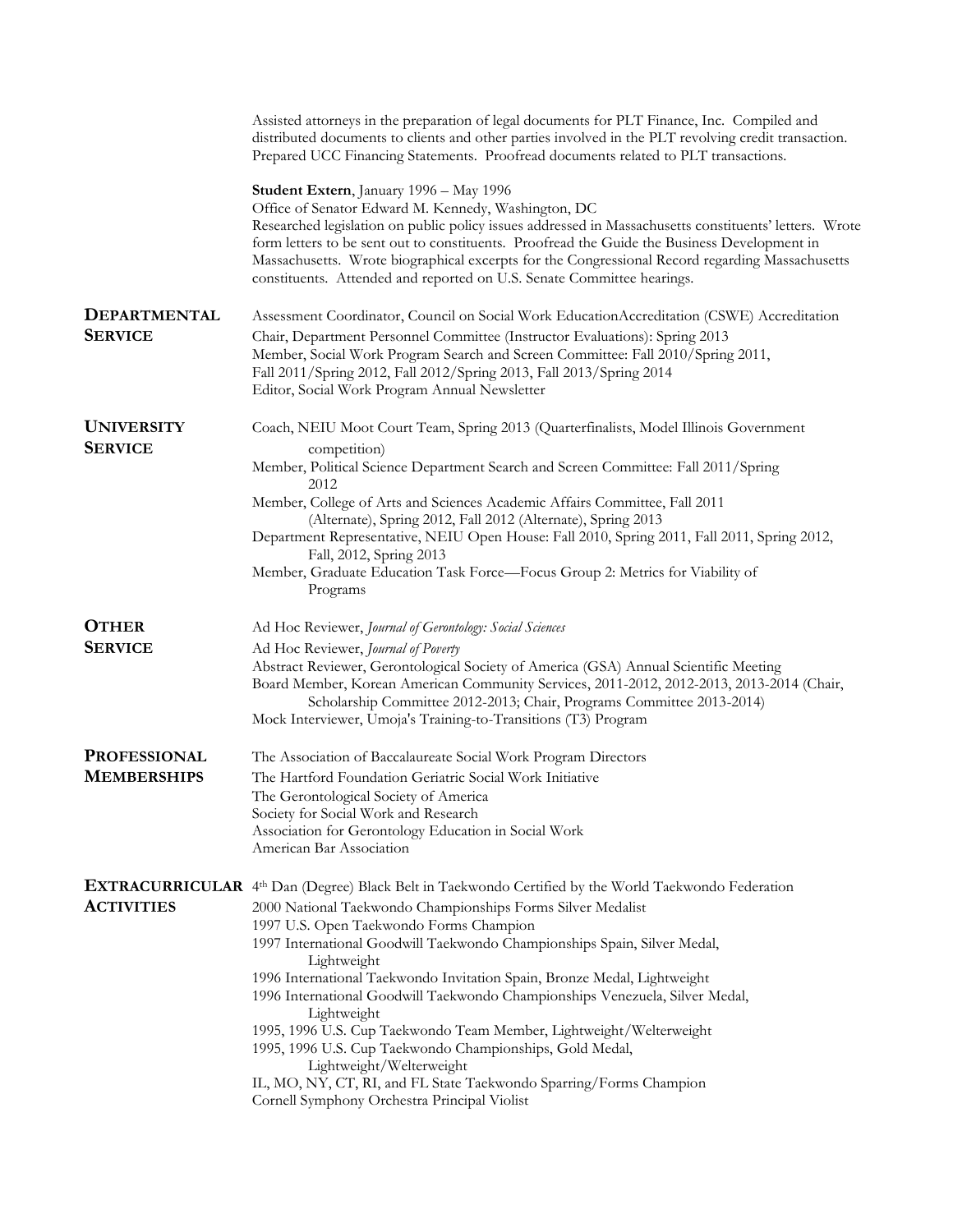Assisted attorneys in the preparation of legal documents for PLT Finance, Inc. Compiled and distributed documents to clients and other parties involved in the PLT revolving credit transaction. Prepared UCC Financing Statements. Proofread documents related to PLT transactions.

**Student Extern**, January 1996 – May 1996
Office of Senator Edward M. Kennedy, Washington, DC
Researched legislation on public policy issues addressed in Massachusetts constituents' letters. Wrote form letters to be sent out to constituents. Proofread the Guide the Business Development in Massachusetts. Wrote biographical excerpts for the Congressional Record regarding Massachusetts constituents. Attended and reported on U.S. Senate Committee hearings.

## Departmental Service

Assessment Coordinator, Council on Social Work EducationAccreditation (CSWE) Accreditation
Chair, Department Personnel Committee (Instructor Evaluations): Spring 2013
Member, Social Work Program Search and Screen Committee: Fall 2010/Spring 2011, Fall 2011/Spring 2012, Fall 2012/Spring 2013, Fall 2013/Spring 2014
Editor, Social Work Program Annual Newsletter

## University Service

Coach, NEIU Moot Court Team, Spring 2013 (Quarterfinalists, Model Illinois Government competition)
Member, Political Science Department Search and Screen Committee: Fall 2011/Spring 2012
Member, College of Arts and Sciences Academic Affairs Committee, Fall 2011 (Alternate), Spring 2012, Fall 2012 (Alternate), Spring 2013
Department Representative, NEIU Open House: Fall 2010, Spring 2011, Fall 2011, Spring 2012, Fall, 2012, Spring 2013
Member, Graduate Education Task Force—Focus Group 2: Metrics for Viability of Programs

## Other Service

Ad Hoc Reviewer, *Journal of Gerontology: Social Sciences*
Ad Hoc Reviewer, *Journal of Poverty*
Abstract Reviewer, Gerontological Society of America (GSA) Annual Scientific Meeting
Board Member, Korean American Community Services, 2011-2012, 2012-2013, 2013-2014 (Chair, Scholarship Committee 2012-2013; Chair, Programs Committee 2013-2014)
Mock Interviewer, Umoja's Training-to-Transitions (T3) Program

## Professional Memberships

The Association of Baccalaureate Social Work Program Directors
The Hartford Foundation Geriatric Social Work Initiative
The Gerontological Society of America
Society for Social Work and Research
Association for Gerontology Education in Social Work
American Bar Association

## Extracurricular Activities

4th Dan (Degree) Black Belt in Taekwondo Certified by the World Taekwondo Federation
2000 National Taekwondo Championships Forms Silver Medalist
1997 U.S. Open Taekwondo Forms Champion
1997 International Goodwill Taekwondo Championships Spain, Silver Medal, Lightweight
1996 International Taekwondo Invitation Spain, Bronze Medal, Lightweight
1996 International Goodwill Taekwondo Championships Venezuela, Silver Medal, Lightweight
1995, 1996 U.S. Cup Taekwondo Team Member, Lightweight/Welterweight
1995, 1996 U.S. Cup Taekwondo Championships, Gold Medal, Lightweight/Welterweight
IL, MO, NY, CT, RI, and FL State Taekwondo Sparring/Forms Champion
Cornell Symphony Orchestra Principal Violist